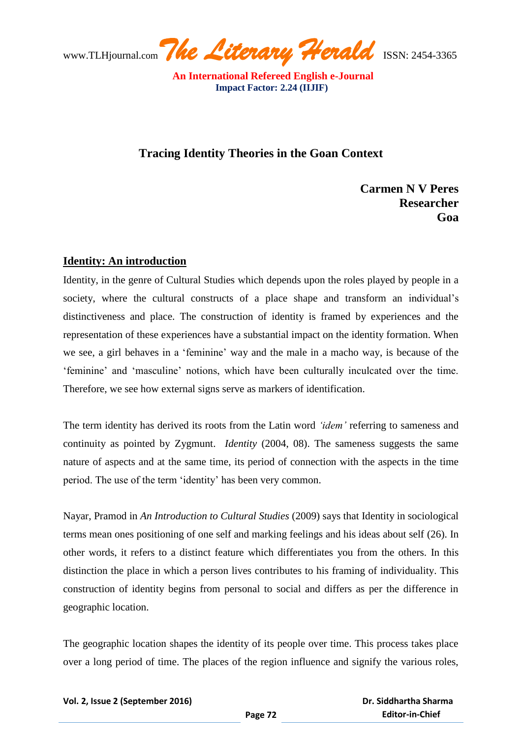# Tracing Identity Theories in the Goan Context

**Carmen N V Peres**
**Researcher**
**Goa**

## Identity: An introduction

Identity, in the genre of Cultural Studies which depends upon the roles played by people in a society, where the cultural constructs of a place shape and transform an individual's distinctiveness and place. The construction of identity is framed by experiences and the representation of these experiences have a substantial impact on the identity formation. When we see, a girl behaves in a 'feminine' way and the male in a macho way, is because of the 'feminine' and 'masculine' notions, which have been culturally inculcated over the time. Therefore, we see how external signs serve as markers of identification.

The term identity has derived its roots from the Latin word *'idem'* referring to sameness and continuity as pointed by Zygmunt. *Identity* (2004, 08). The sameness suggests the same nature of aspects and at the same time, its period of connection with the aspects in the time period. The use of the term 'identity' has been very common.

Nayar, Pramod in *An Introduction to Cultural Studies* (2009) says that Identity in sociological terms mean ones positioning of one self and marking feelings and his ideas about self (26). In other words, it refers to a distinct feature which differentiates you from the others. In this distinction the place in which a person lives contributes to his framing of individuality. This construction of identity begins from personal to social and differs as per the difference in geographic location.

The geographic location shapes the identity of its people over time. This process takes place over a long period of time. The places of the region influence and signify the various roles,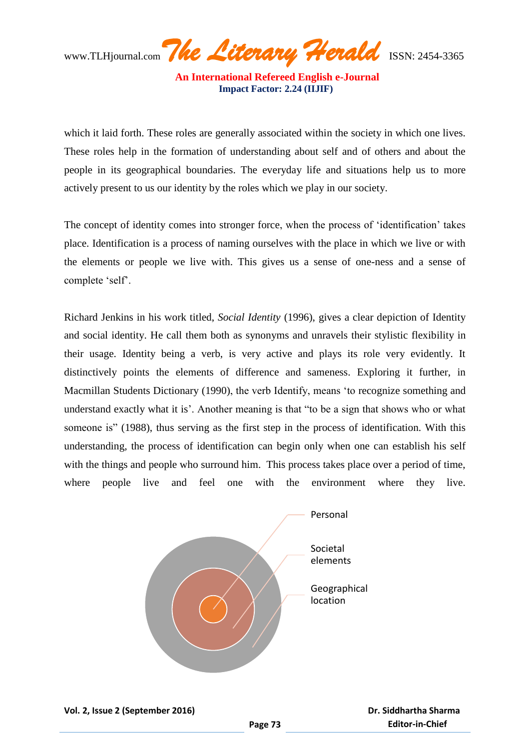which it laid forth. These roles are generally associated within the society in which one lives. These roles help in the formation of understanding about self and of others and about the people in its geographical boundaries. The everyday life and situations help us to more actively present to us our identity by the roles which we play in our society.

The concept of identity comes into stronger force, when the process of 'identification' takes place. Identification is a process of naming ourselves with the place in which we live or with the elements or people we live with. This gives us a sense of one-ness and a sense of complete 'self'.

Richard Jenkins in his work titled, *Social Identity* (1996), gives a clear depiction of Identity and social identity. He call them both as synonyms and unravels their stylistic flexibility in their usage. Identity being a verb, is very active and plays its role very evidently. It distinctively points the elements of difference and sameness. Exploring it further, in Macmillan Students Dictionary (1990), the verb Identify, means 'to recognize something and understand exactly what it is'. Another meaning is that "to be a sign that shows who or what someone is" (1988), thus serving as the first step in the process of identification. With this understanding, the process of identification can begin only when one can establish his self with the things and people who surround him. This process takes place over a period of time, where people live and feel one with the environment where they live.

Personal

Societal elements

Geographical location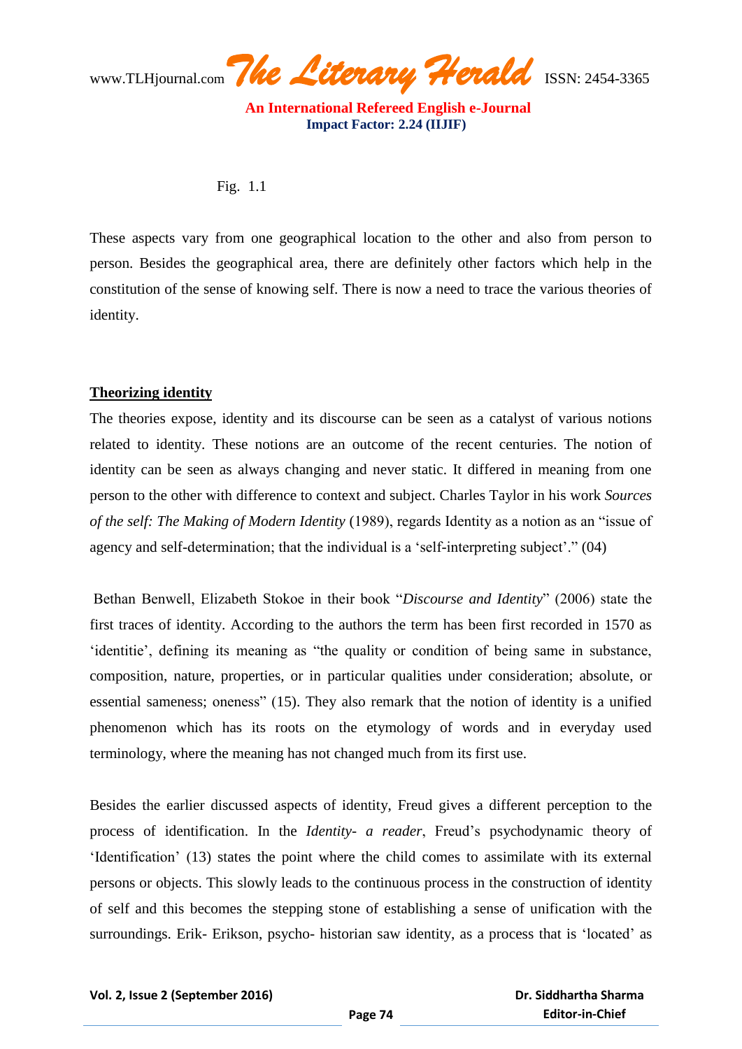Fig. 1.1

These aspects vary from one geographical location to the other and also from person to person. Besides the geographical area, there are definitely other factors which help in the constitution of the sense of knowing self. There is now a need to trace the various theories of identity.

## Theorizing identity

The theories expose, identity and its discourse can be seen as a catalyst of various notions related to identity. These notions are an outcome of the recent centuries. The notion of identity can be seen as always changing and never static. It differed in meaning from one person to the other with difference to context and subject. Charles Taylor in his work *Sources of the self: The Making of Modern Identity* (1989), regards Identity as a notion as an "issue of agency and self-determination; that the individual is a 'self-interpreting subject'." (04)

Bethan Benwell, Elizabeth Stokoe in their book "*Discourse and Identity*" (2006) state the first traces of identity. According to the authors the term has been first recorded in 1570 as 'identitie', defining its meaning as "the quality or condition of being same in substance, composition, nature, properties, or in particular qualities under consideration; absolute, or essential sameness; oneness" (15). They also remark that the notion of identity is a unified phenomenon which has its roots on the etymology of words and in everyday used terminology, where the meaning has not changed much from its first use.

Besides the earlier discussed aspects of identity, Freud gives a different perception to the process of identification. In the *Identity- a reader*, Freud's psychodynamic theory of 'Identification' (13) states the point where the child comes to assimilate with its external persons or objects. This slowly leads to the continuous process in the construction of identity of self and this becomes the stepping stone of establishing a sense of unification with the surroundings. Erik- Erikson, psycho- historian saw identity, as a process that is 'located' as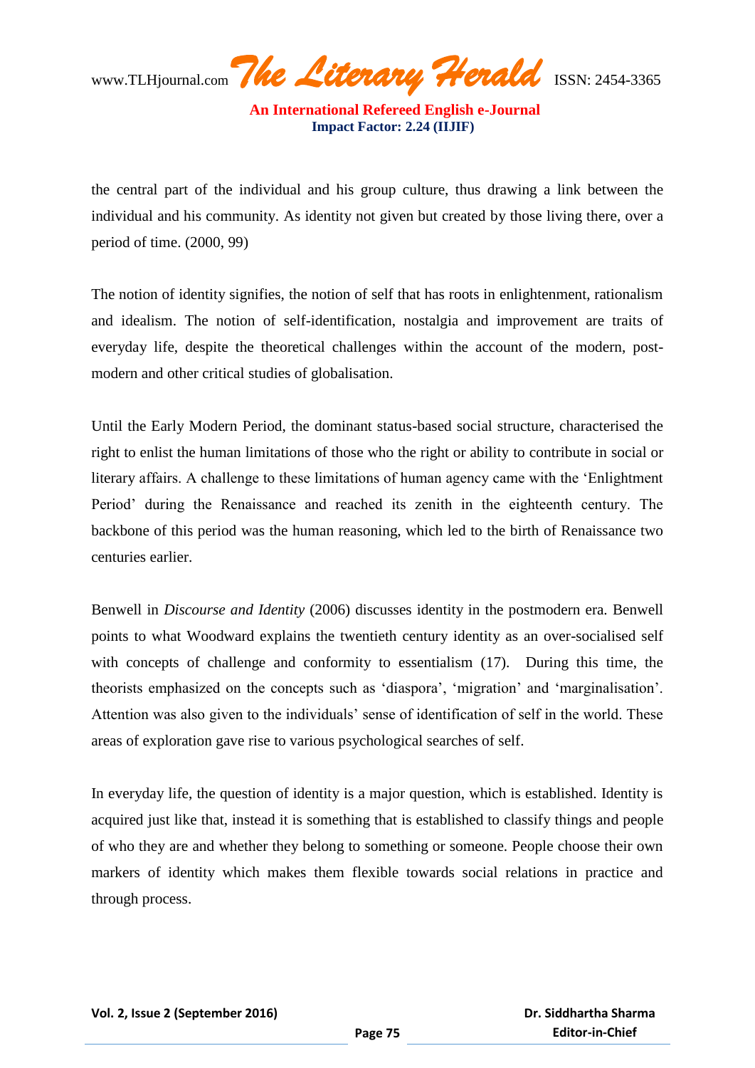the central part of the individual and his group culture, thus drawing a link between the individual and his community. As identity not given but created by those living there, over a period of time. (2000, 99)

The notion of identity signifies, the notion of self that has roots in enlightenment, rationalism and idealism. The notion of self-identification, nostalgia and improvement are traits of everyday life, despite the theoretical challenges within the account of the modern, post-modern and other critical studies of globalisation.

Until the Early Modern Period, the dominant status-based social structure, characterised the right to enlist the human limitations of those who the right or ability to contribute in social or literary affairs. A challenge to these limitations of human agency came with the 'Enlightment Period' during the Renaissance and reached its zenith in the eighteenth century. The backbone of this period was the human reasoning, which led to the birth of Renaissance two centuries earlier.

Benwell in *Discourse and Identity* (2006) discusses identity in the postmodern era. Benwell points to what Woodward explains the twentieth century identity as an over-socialised self with concepts of challenge and conformity to essentialism (17). During this time, the theorists emphasized on the concepts such as 'diaspora', 'migration' and 'marginalisation'. Attention was also given to the individuals' sense of identification of self in the world. These areas of exploration gave rise to various psychological searches of self.

In everyday life, the question of identity is a major question, which is established. Identity is acquired just like that, instead it is something that is established to classify things and people of who they are and whether they belong to something or someone. People choose their own markers of identity which makes them flexible towards social relations in practice and through process.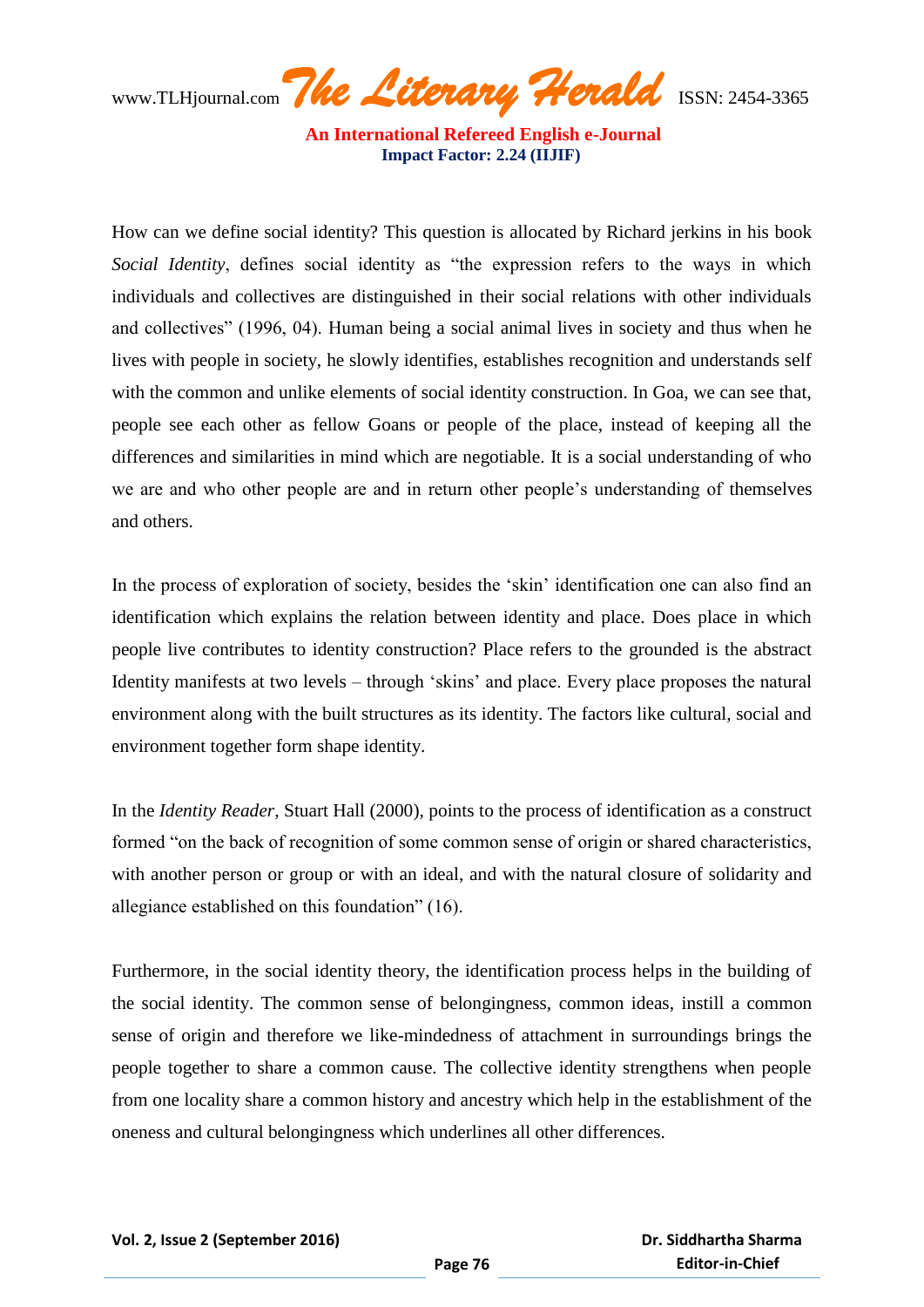How can we define social identity? This question is allocated by Richard jerkins in his book *Social Identity*, defines social identity as "the expression refers to the ways in which individuals and collectives are distinguished in their social relations with other individuals and collectives" (1996, 04). Human being a social animal lives in society and thus when he lives with people in society, he slowly identifies, establishes recognition and understands self with the common and unlike elements of social identity construction. In Goa, we can see that, people see each other as fellow Goans or people of the place, instead of keeping all the differences and similarities in mind which are negotiable. It is a social understanding of who we are and who other people are and in return other people's understanding of themselves and others.

In the process of exploration of society, besides the 'skin' identification one can also find an identification which explains the relation between identity and place. Does place in which people live contributes to identity construction? Place refers to the grounded is the abstract Identity manifests at two levels – through 'skins' and place. Every place proposes the natural environment along with the built structures as its identity. The factors like cultural, social and environment together form shape identity.

In the *Identity Reader*, Stuart Hall (2000), points to the process of identification as a construct formed "on the back of recognition of some common sense of origin or shared characteristics, with another person or group or with an ideal, and with the natural closure of solidarity and allegiance established on this foundation" (16).

Furthermore, in the social identity theory, the identification process helps in the building of the social identity. The common sense of belongingness, common ideas, instill a common sense of origin and therefore we like-mindedness of attachment in surroundings brings the people together to share a common cause. The collective identity strengthens when people from one locality share a common history and ancestry which help in the establishment of the oneness and cultural belongingness which underlines all other differences.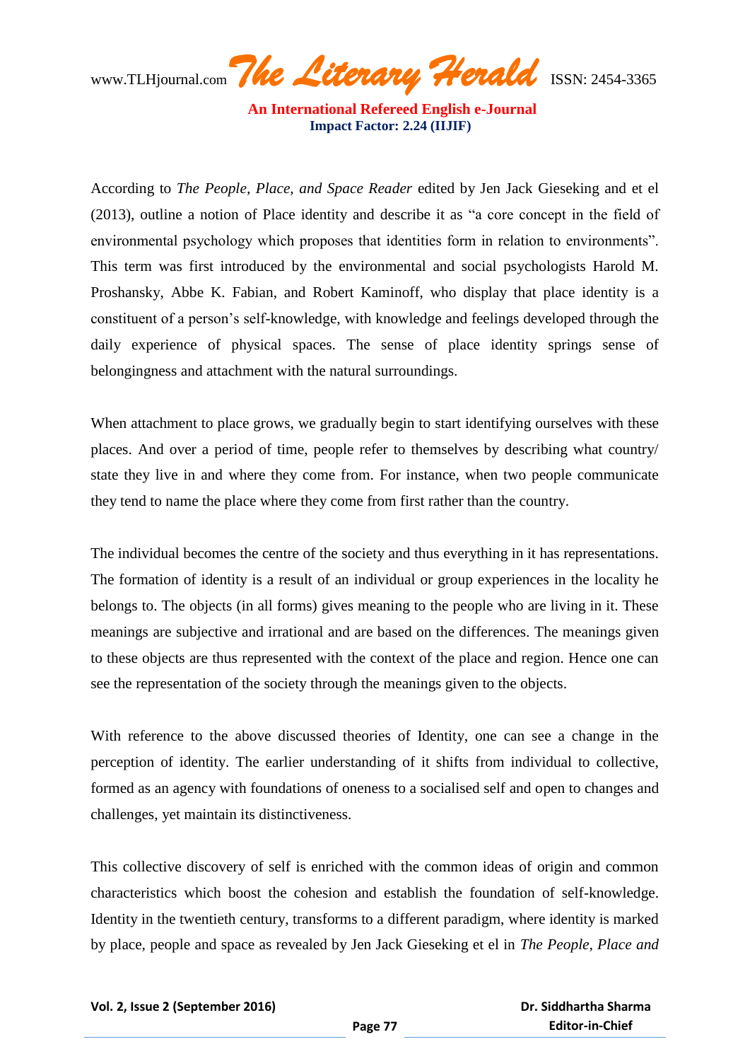According to *The People, Place, and Space Reader* edited by Jen Jack Gieseking and et el (2013), outline a notion of Place identity and describe it as "a core concept in the field of environmental psychology which proposes that identities form in relation to environments". This term was first introduced by the environmental and social psychologists Harold M. Proshansky, Abbe K. Fabian, and Robert Kaminoff, who display that place identity is a constituent of a person's self-knowledge, with knowledge and feelings developed through the daily experience of physical spaces. The sense of place identity springs sense of belongingness and attachment with the natural surroundings.

When attachment to place grows, we gradually begin to start identifying ourselves with these places. And over a period of time, people refer to themselves by describing what country/ state they live in and where they come from. For instance, when two people communicate they tend to name the place where they come from first rather than the country.

The individual becomes the centre of the society and thus everything in it has representations. The formation of identity is a result of an individual or group experiences in the locality he belongs to. The objects (in all forms) gives meaning to the people who are living in it. These meanings are subjective and irrational and are based on the differences. The meanings given to these objects are thus represented with the context of the place and region. Hence one can see the representation of the society through the meanings given to the objects.

With reference to the above discussed theories of Identity, one can see a change in the perception of identity. The earlier understanding of it shifts from individual to collective, formed as an agency with foundations of oneness to a socialised self and open to changes and challenges, yet maintain its distinctiveness.

This collective discovery of self is enriched with the common ideas of origin and common characteristics which boost the cohesion and establish the foundation of self-knowledge. Identity in the twentieth century, transforms to a different paradigm, where identity is marked by place, people and space as revealed by Jen Jack Gieseking et el in *The People, Place and*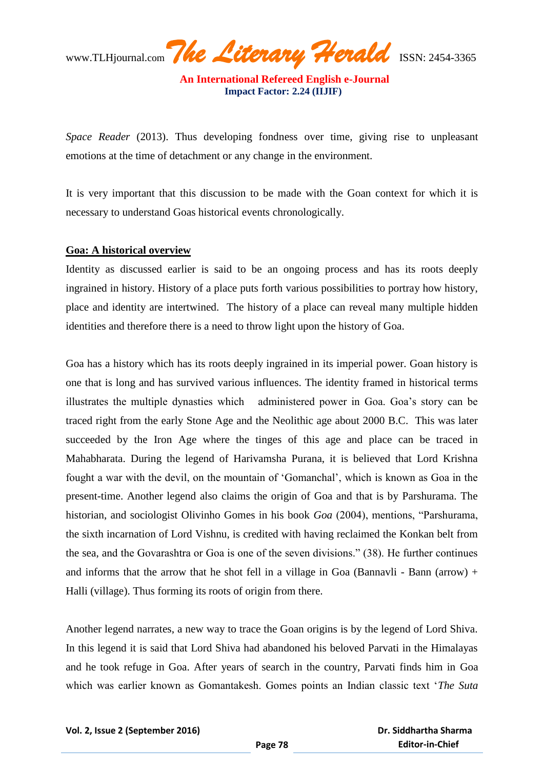*Space Reader* (2013). Thus developing fondness over time, giving rise to unpleasant emotions at the time of detachment or any change in the environment.

It is very important that this discussion to be made with the Goan context for which it is necessary to understand Goas historical events chronologically.

## Goa: A historical overview

Identity as discussed earlier is said to be an ongoing process and has its roots deeply ingrained in history. History of a place puts forth various possibilities to portray how history, place and identity are intertwined. The history of a place can reveal many multiple hidden identities and therefore there is a need to throw light upon the history of Goa.

Goa has a history which has its roots deeply ingrained in its imperial power. Goan history is one that is long and has survived various influences. The identity framed in historical terms illustrates the multiple dynasties which administered power in Goa. Goa's story can be traced right from the early Stone Age and the Neolithic age about 2000 B.C. This was later succeeded by the Iron Age where the tinges of this age and place can be traced in Mahabharata. During the legend of Harivamsha Purana, it is believed that Lord Krishna fought a war with the devil, on the mountain of 'Gomanchal', which is known as Goa in the present-time. Another legend also claims the origin of Goa and that is by Parshurama. The historian, and sociologist Olivinho Gomes in his book *Goa* (2004), mentions, "Parshurama, the sixth incarnation of Lord Vishnu, is credited with having reclaimed the Konkan belt from the sea, and the Govarashtra or Goa is one of the seven divisions." (38). He further continues and informs that the arrow that he shot fell in a village in Goa (Bannavli - Bann (arrow) + Halli (village). Thus forming its roots of origin from there.

Another legend narrates, a new way to trace the Goan origins is by the legend of Lord Shiva. In this legend it is said that Lord Shiva had abandoned his beloved Parvati in the Himalayas and he took refuge in Goa. After years of search in the country, Parvati finds him in Goa which was earlier known as Gomantakesh. Gomes points an Indian classic text '*The Suta*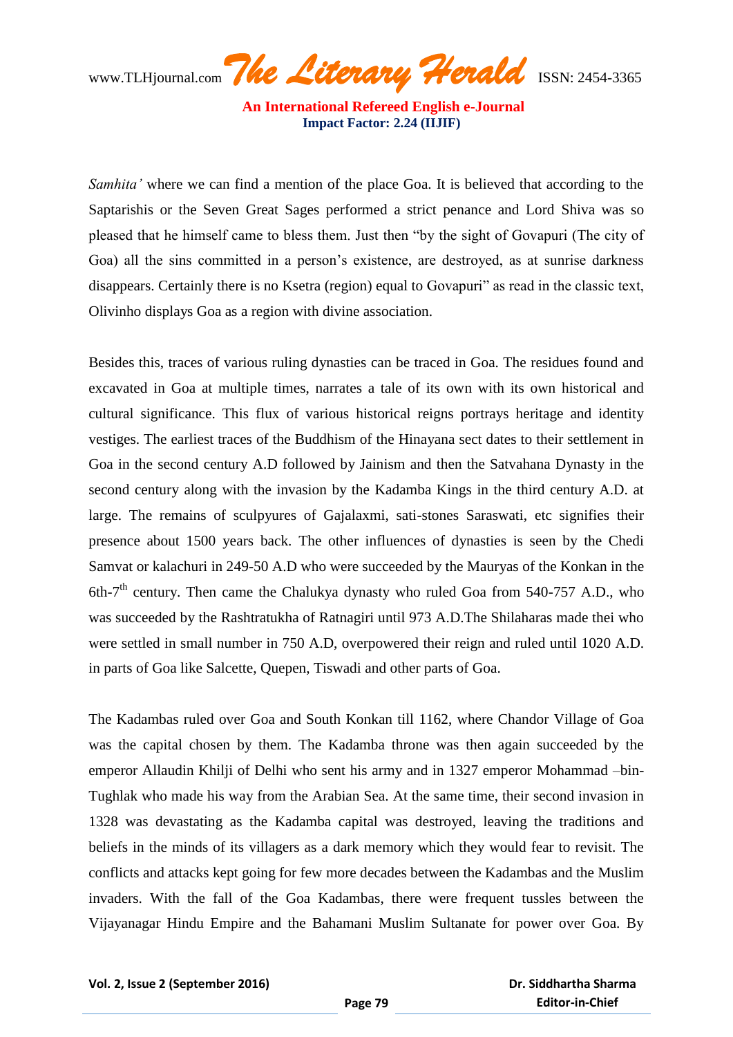*Samhita'* where we can find a mention of the place Goa. It is believed that according to the Saptarishis or the Seven Great Sages performed a strict penance and Lord Shiva was so pleased that he himself came to bless them. Just then "by the sight of Govapuri (The city of Goa) all the sins committed in a person's existence, are destroyed, as at sunrise darkness disappears. Certainly there is no Ksetra (region) equal to Govapuri" as read in the classic text, Olivinho displays Goa as a region with divine association.

Besides this, traces of various ruling dynasties can be traced in Goa. The residues found and excavated in Goa at multiple times, narrates a tale of its own with its own historical and cultural significance. This flux of various historical reigns portrays heritage and identity vestiges. The earliest traces of the Buddhism of the Hinayana sect dates to their settlement in Goa in the second century A.D followed by Jainism and then the Satvahana Dynasty in the second century along with the invasion by the Kadamba Kings in the third century A.D. at large. The remains of sculpyures of Gajalaxmi, sati-stones Saraswati, etc signifies their presence about 1500 years back. The other influences of dynasties is seen by the Chedi Samvat or kalachuri in 249-50 A.D who were succeeded by the Mauryas of the Konkan in the 6th-7th century. Then came the Chalukya dynasty who ruled Goa from 540-757 A.D., who was succeeded by the Rashtratukha of Ratnagiri until 973 A.D.The Shilaharas made thei who were settled in small number in 750 A.D, overpowered their reign and ruled until 1020 A.D. in parts of Goa like Salcette, Quepen, Tiswadi and other parts of Goa.

The Kadambas ruled over Goa and South Konkan till 1162, where Chandor Village of Goa was the capital chosen by them. The Kadamba throne was then again succeeded by the emperor Allaudin Khilji of Delhi who sent his army and in 1327 emperor Mohammad –bin-Tughlak who made his way from the Arabian Sea. At the same time, their second invasion in 1328 was devastating as the Kadamba capital was destroyed, leaving the traditions and beliefs in the minds of its villagers as a dark memory which they would fear to revisit. The conflicts and attacks kept going for few more decades between the Kadambas and the Muslim invaders. With the fall of the Goa Kadambas, there were frequent tussles between the Vijayanagar Hindu Empire and the Bahamani Muslim Sultanate for power over Goa. By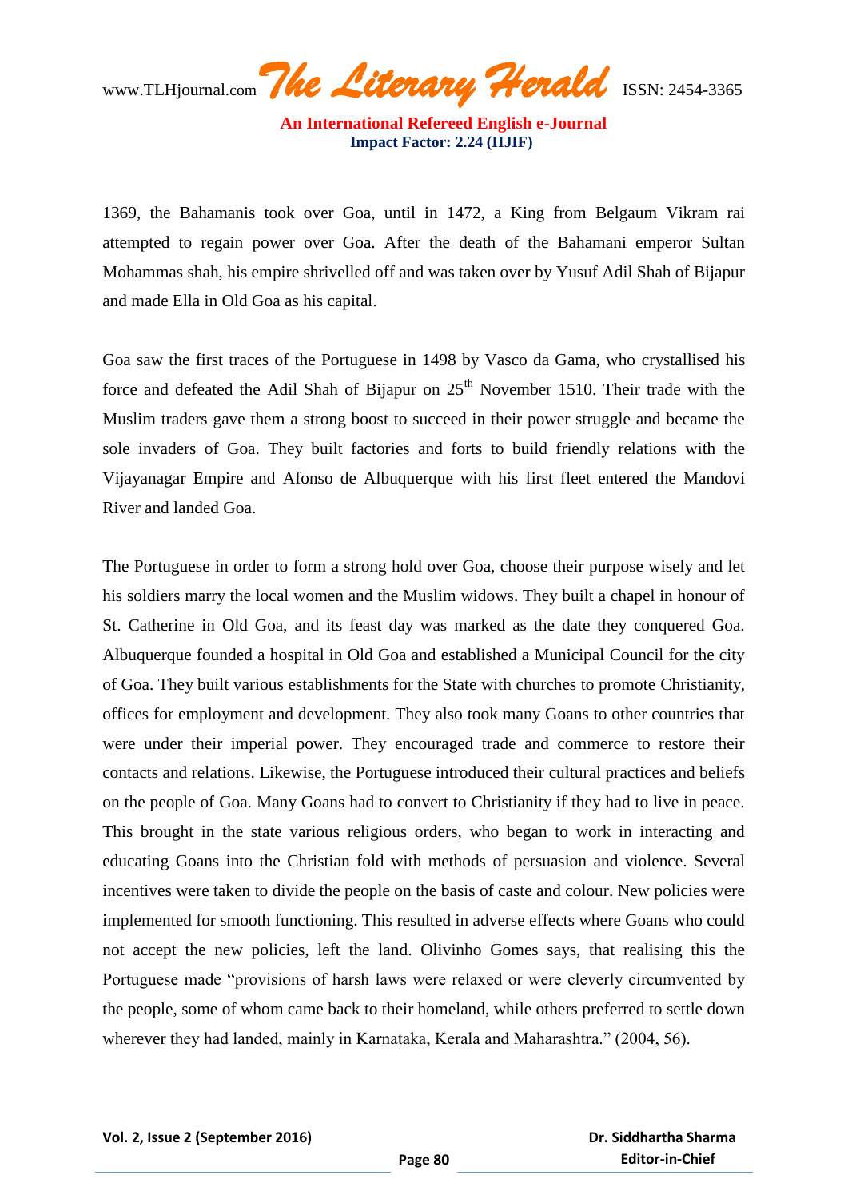1369, the Bahamanis took over Goa, until in 1472, a King from Belgaum Vikram rai attempted to regain power over Goa. After the death of the Bahamani emperor Sultan Mohammas shah, his empire shrivelled off and was taken over by Yusuf Adil Shah of Bijapur and made Ella in Old Goa as his capital.

Goa saw the first traces of the Portuguese in 1498 by Vasco da Gama, who crystallised his force and defeated the Adil Shah of Bijapur on 25th November 1510. Their trade with the Muslim traders gave them a strong boost to succeed in their power struggle and became the sole invaders of Goa. They built factories and forts to build friendly relations with the Vijayanagar Empire and Afonso de Albuquerque with his first fleet entered the Mandovi River and landed Goa.

The Portuguese in order to form a strong hold over Goa, choose their purpose wisely and let his soldiers marry the local women and the Muslim widows. They built a chapel in honour of St. Catherine in Old Goa, and its feast day was marked as the date they conquered Goa. Albuquerque founded a hospital in Old Goa and established a Municipal Council for the city of Goa. They built various establishments for the State with churches to promote Christianity, offices for employment and development. They also took many Goans to other countries that were under their imperial power. They encouraged trade and commerce to restore their contacts and relations. Likewise, the Portuguese introduced their cultural practices and beliefs on the people of Goa. Many Goans had to convert to Christianity if they had to live in peace. This brought in the state various religious orders, who began to work in interacting and educating Goans into the Christian fold with methods of persuasion and violence. Several incentives were taken to divide the people on the basis of caste and colour. New policies were implemented for smooth functioning. This resulted in adverse effects where Goans who could not accept the new policies, left the land. Olivinho Gomes says, that realising this the Portuguese made "provisions of harsh laws were relaxed or were cleverly circumvented by the people, some of whom came back to their homeland, while others preferred to settle down wherever they had landed, mainly in Karnataka, Kerala and Maharashtra." (2004, 56).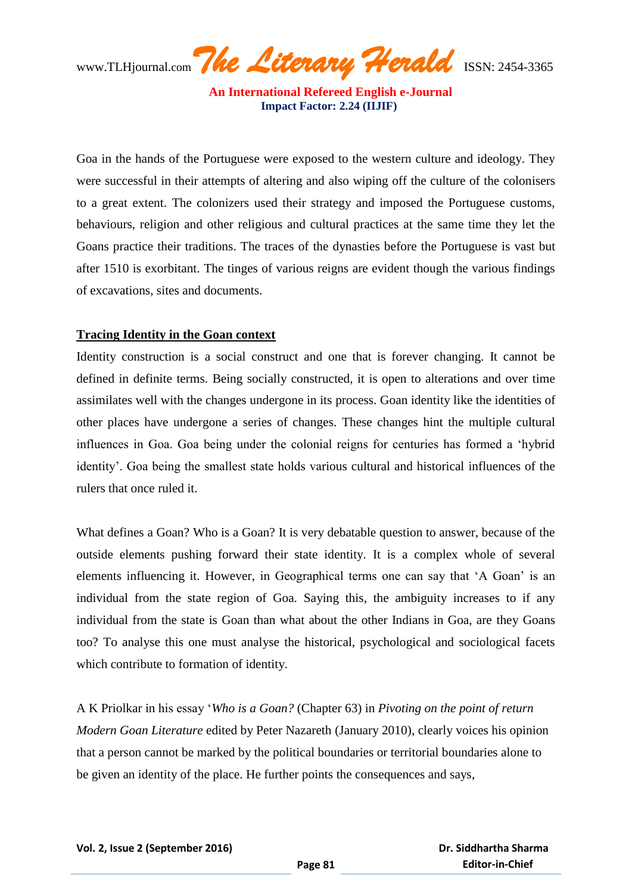Goa in the hands of the Portuguese were exposed to the western culture and ideology. They were successful in their attempts of altering and also wiping off the culture of the colonisers to a great extent. The colonizers used their strategy and imposed the Portuguese customs, behaviours, religion and other religious and cultural practices at the same time they let the Goans practice their traditions. The traces of the dynasties before the Portuguese is vast but after 1510 is exorbitant. The tinges of various reigns are evident though the various findings of excavations, sites and documents.

## Tracing Identity in the Goan context

Identity construction is a social construct and one that is forever changing. It cannot be defined in definite terms. Being socially constructed, it is open to alterations and over time assimilates well with the changes undergone in its process. Goan identity like the identities of other places have undergone a series of changes. These changes hint the multiple cultural influences in Goa. Goa being under the colonial reigns for centuries has formed a 'hybrid identity'. Goa being the smallest state holds various cultural and historical influences of the rulers that once ruled it.

What defines a Goan? Who is a Goan? It is very debatable question to answer, because of the outside elements pushing forward their state identity. It is a complex whole of several elements influencing it. However, in Geographical terms one can say that 'A Goan' is an individual from the state region of Goa. Saying this, the ambiguity increases to if any individual from the state is Goan than what about the other Indians in Goa, are they Goans too? To analyse this one must analyse the historical, psychological and sociological facets which contribute to formation of identity.

A K Priolkar in his essay '*Who is a Goan?* (Chapter 63) in *Pivoting on the point of return Modern Goan Literature* edited by Peter Nazareth (January 2010), clearly voices his opinion that a person cannot be marked by the political boundaries or territorial boundaries alone to be given an identity of the place. He further points the consequences and says,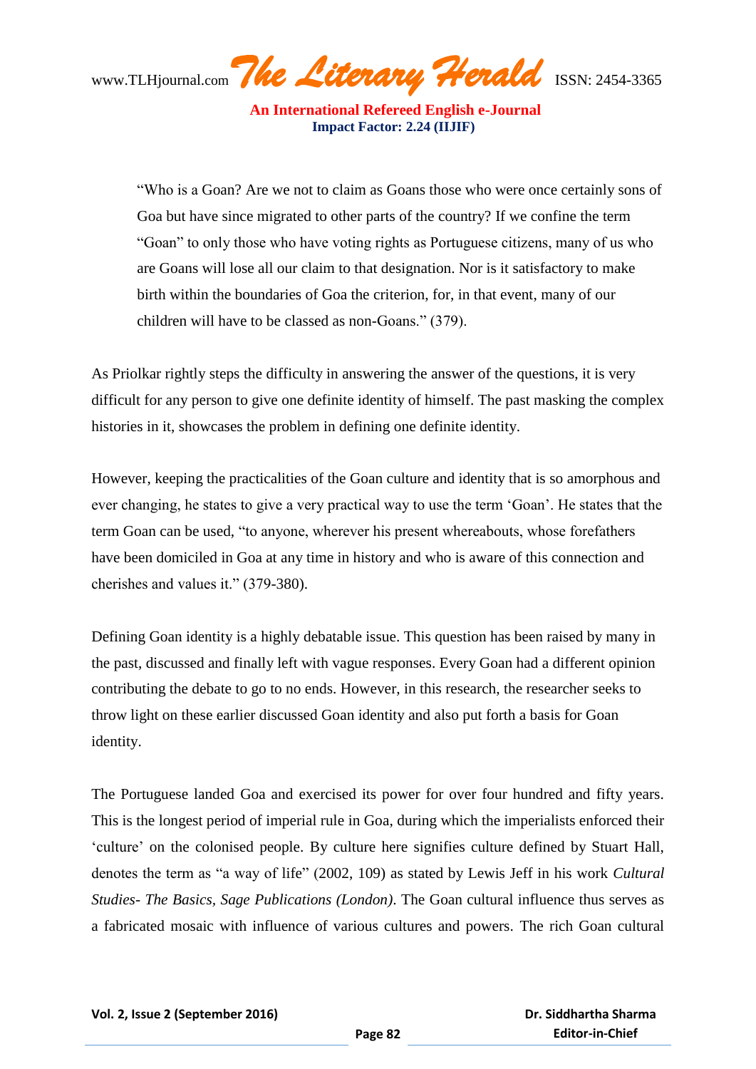> "Who is a Goan? Are we not to claim as Goans those who were once certainly sons of Goa but have since migrated to other parts of the country? If we confine the term "Goan" to only those who have voting rights as Portuguese citizens, many of us who are Goans will lose all our claim to that designation. Nor is it satisfactory to make birth within the boundaries of Goa the criterion, for, in that event, many of our children will have to be classed as non-Goans." (379).

As Priolkar rightly steps the difficulty in answering the answer of the questions, it is very difficult for any person to give one definite identity of himself. The past masking the complex histories in it, showcases the problem in defining one definite identity.

However, keeping the practicalities of the Goan culture and identity that is so amorphous and ever changing, he states to give a very practical way to use the term 'Goan'. He states that the term Goan can be used, "to anyone, wherever his present whereabouts, whose forefathers have been domiciled in Goa at any time in history and who is aware of this connection and cherishes and values it." (379-380).

Defining Goan identity is a highly debatable issue. This question has been raised by many in the past, discussed and finally left with vague responses. Every Goan had a different opinion contributing the debate to go to no ends. However, in this research, the researcher seeks to throw light on these earlier discussed Goan identity and also put forth a basis for Goan identity.

The Portuguese landed Goa and exercised its power for over four hundred and fifty years. This is the longest period of imperial rule in Goa, during which the imperialists enforced their 'culture' on the colonised people. By culture here signifies culture defined by Stuart Hall, denotes the term as "a way of life" (2002, 109) as stated by Lewis Jeff in his work *Cultural Studies- The Basics, Sage Publications (London)*. The Goan cultural influence thus serves as a fabricated mosaic with influence of various cultures and powers. The rich Goan cultural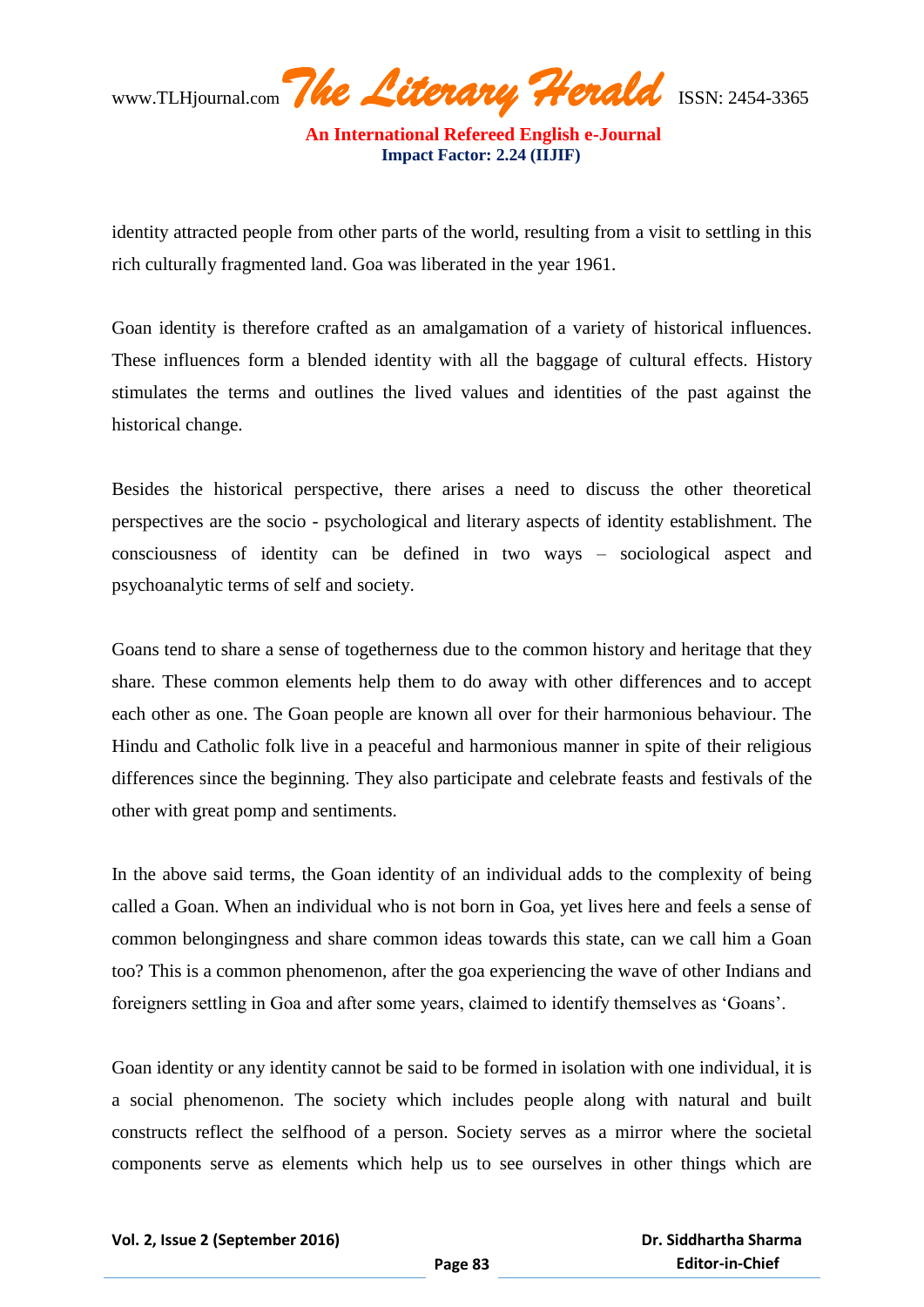identity attracted people from other parts of the world, resulting from a visit to settling in this rich culturally fragmented land. Goa was liberated in the year 1961.

Goan identity is therefore crafted as an amalgamation of a variety of historical influences. These influences form a blended identity with all the baggage of cultural effects. History stimulates the terms and outlines the lived values and identities of the past against the historical change.

Besides the historical perspective, there arises a need to discuss the other theoretical perspectives are the socio - psychological and literary aspects of identity establishment. The consciousness of identity can be defined in two ways – sociological aspect and psychoanalytic terms of self and society.

Goans tend to share a sense of togetherness due to the common history and heritage that they share. These common elements help them to do away with other differences and to accept each other as one. The Goan people are known all over for their harmonious behaviour. The Hindu and Catholic folk live in a peaceful and harmonious manner in spite of their religious differences since the beginning. They also participate and celebrate feasts and festivals of the other with great pomp and sentiments.

In the above said terms, the Goan identity of an individual adds to the complexity of being called a Goan. When an individual who is not born in Goa, yet lives here and feels a sense of common belongingness and share common ideas towards this state, can we call him a Goan too? This is a common phenomenon, after the goa experiencing the wave of other Indians and foreigners settling in Goa and after some years, claimed to identify themselves as 'Goans'.

Goan identity or any identity cannot be said to be formed in isolation with one individual, it is a social phenomenon. The society which includes people along with natural and built constructs reflect the selfhood of a person. Society serves as a mirror where the societal components serve as elements which help us to see ourselves in other things which are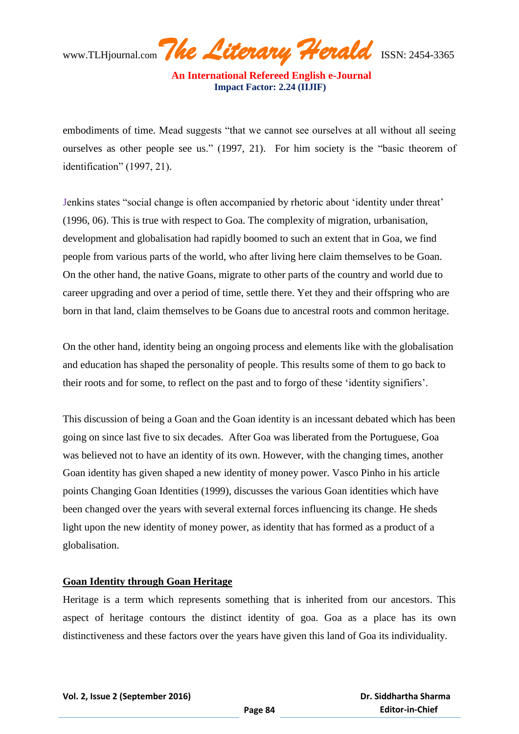embodiments of time. Mead suggests "that we cannot see ourselves at all without all seeing ourselves as other people see us." (1997, 21). For him society is the "basic theorem of identification" (1997, 21).

Jenkins states "social change is often accompanied by rhetoric about 'identity under threat' (1996, 06). This is true with respect to Goa. The complexity of migration, urbanisation, development and globalisation had rapidly boomed to such an extent that in Goa, we find people from various parts of the world, who after living here claim themselves to be Goan. On the other hand, the native Goans, migrate to other parts of the country and world due to career upgrading and over a period of time, settle there. Yet they and their offspring who are born in that land, claim themselves to be Goans due to ancestral roots and common heritage.

On the other hand, identity being an ongoing process and elements like with the globalisation and education has shaped the personality of people. This results some of them to go back to their roots and for some, to reflect on the past and to forgo of these 'identity signifiers'.

This discussion of being a Goan and the Goan identity is an incessant debated which has been going on since last five to six decades. After Goa was liberated from the Portuguese, Goa was believed not to have an identity of its own. However, with the changing times, another Goan identity has given shaped a new identity of money power. Vasco Pinho in his article points Changing Goan Identities (1999), discusses the various Goan identities which have been changed over the years with several external forces influencing its change. He sheds light upon the new identity of money power, as identity that has formed as a product of a globalisation.

## Goan Identity through Goan Heritage

Heritage is a term which represents something that is inherited from our ancestors. This aspect of heritage contours the distinct identity of goa. Goa as a place has its own distinctiveness and these factors over the years have given this land of Goa its individuality.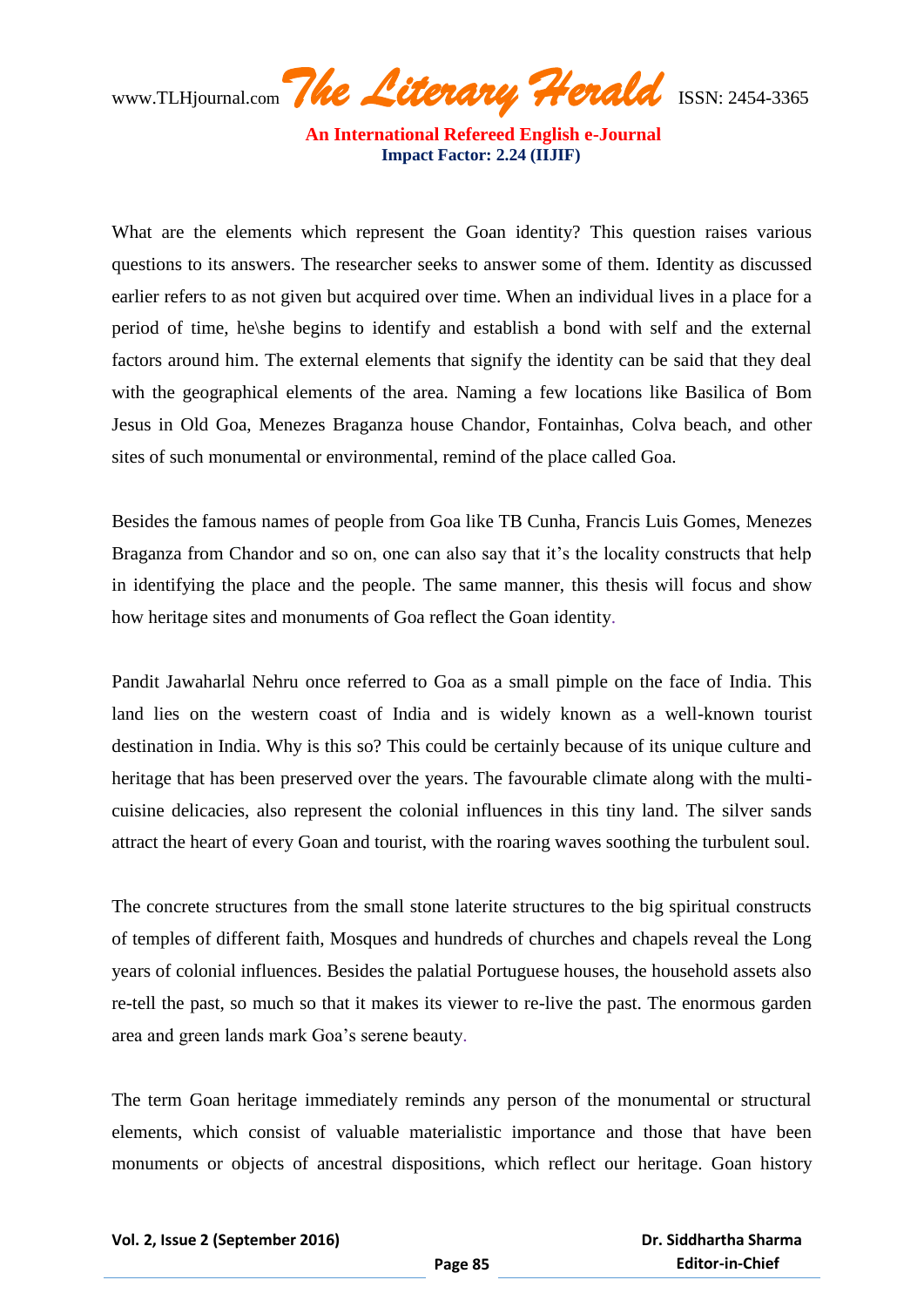What are the elements which represent the Goan identity? This question raises various questions to its answers. The researcher seeks to answer some of them. Identity as discussed earlier refers to as not given but acquired over time. When an individual lives in a place for a period of time, he\she begins to identify and establish a bond with self and the external factors around him. The external elements that signify the identity can be said that they deal with the geographical elements of the area. Naming a few locations like Basilica of Bom Jesus in Old Goa, Menezes Braganza house Chandor, Fontainhas, Colva beach, and other sites of such monumental or environmental, remind of the place called Goa.

Besides the famous names of people from Goa like TB Cunha, Francis Luis Gomes, Menezes Braganza from Chandor and so on, one can also say that it's the locality constructs that help in identifying the place and the people. The same manner, this thesis will focus and show how heritage sites and monuments of Goa reflect the Goan identity.

Pandit Jawaharlal Nehru once referred to Goa as a small pimple on the face of India. This land lies on the western coast of India and is widely known as a well-known tourist destination in India. Why is this so? This could be certainly because of its unique culture and heritage that has been preserved over the years. The favourable climate along with the multi-cuisine delicacies, also represent the colonial influences in this tiny land. The silver sands attract the heart of every Goan and tourist, with the roaring waves soothing the turbulent soul.

The concrete structures from the small stone laterite structures to the big spiritual constructs of temples of different faith, Mosques and hundreds of churches and chapels reveal the Long years of colonial influences. Besides the palatial Portuguese houses, the household assets also re-tell the past, so much so that it makes its viewer to re-live the past. The enormous garden area and green lands mark Goa's serene beauty.

The term Goan heritage immediately reminds any person of the monumental or structural elements, which consist of valuable materialistic importance and those that have been monuments or objects of ancestral dispositions, which reflect our heritage. Goan history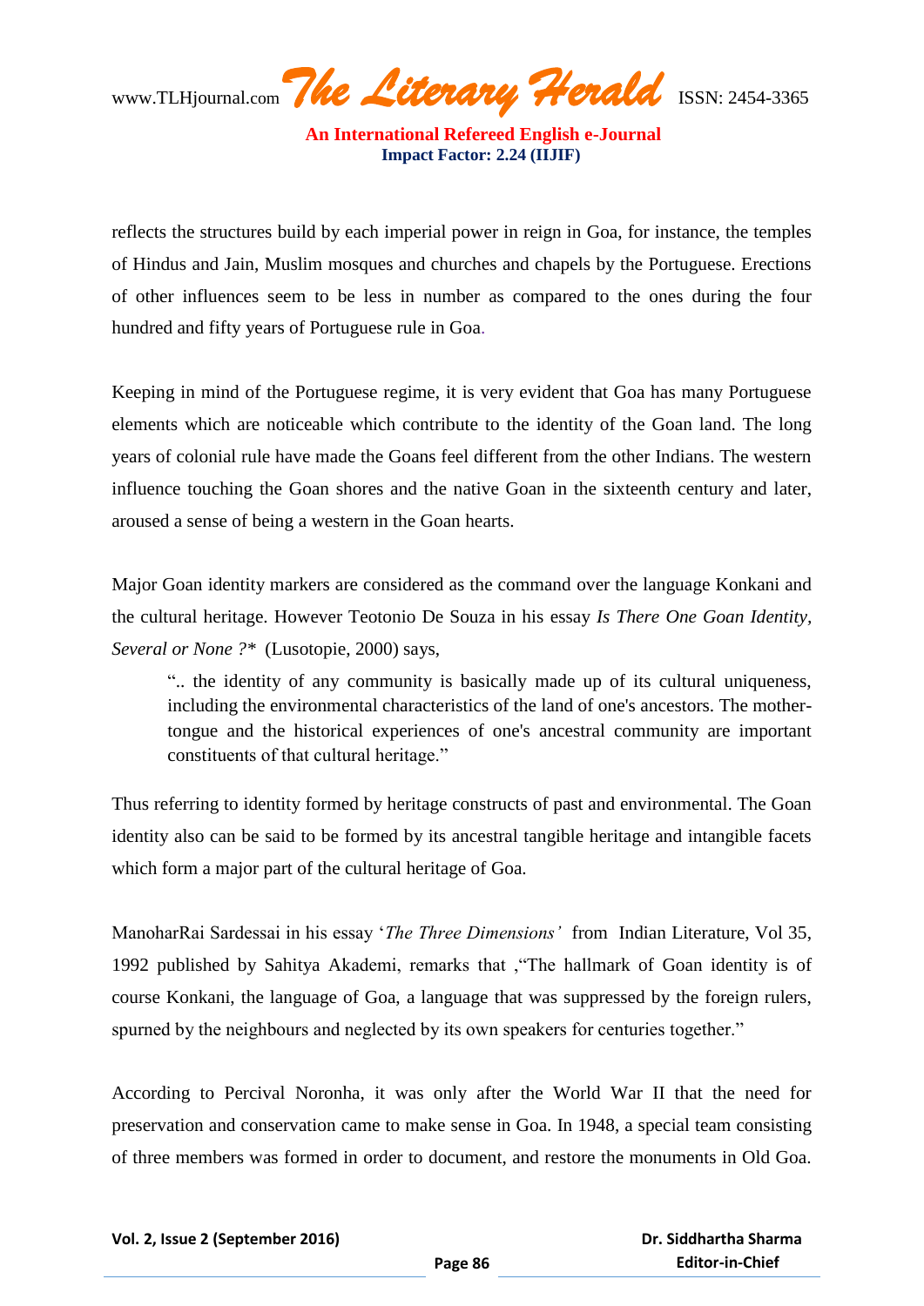reflects the structures build by each imperial power in reign in Goa, for instance, the temples of Hindus and Jain, Muslim mosques and churches and chapels by the Portuguese. Erections of other influences seem to be less in number as compared to the ones during the four hundred and fifty years of Portuguese rule in Goa.

Keeping in mind of the Portuguese regime, it is very evident that Goa has many Portuguese elements which are noticeable which contribute to the identity of the Goan land. The long years of colonial rule have made the Goans feel different from the other Indians. The western influence touching the Goan shores and the native Goan in the sixteenth century and later, aroused a sense of being a western in the Goan hearts.

Major Goan identity markers are considered as the command over the language Konkani and the cultural heritage. However Teotonio De Souza in his essay *Is There One Goan Identity, Several or None ?** (Lusotopie, 2000) says,

> ".. the identity of any community is basically made up of its cultural uniqueness, including the environmental characteristics of the land of one's ancestors. The mother-tongue and the historical experiences of one's ancestral community are important constituents of that cultural heritage."

Thus referring to identity formed by heritage constructs of past and environmental. The Goan identity also can be said to be formed by its ancestral tangible heritage and intangible facets which form a major part of the cultural heritage of Goa.

ManoharRai Sardessai in his essay '*The Three Dimensions'* from Indian Literature, Vol 35, 1992 published by Sahitya Akademi, remarks that ,"The hallmark of Goan identity is of course Konkani, the language of Goa, a language that was suppressed by the foreign rulers, spurned by the neighbours and neglected by its own speakers for centuries together."

According to Percival Noronha, it was only after the World War II that the need for preservation and conservation came to make sense in Goa. In 1948, a special team consisting of three members was formed in order to document, and restore the monuments in Old Goa.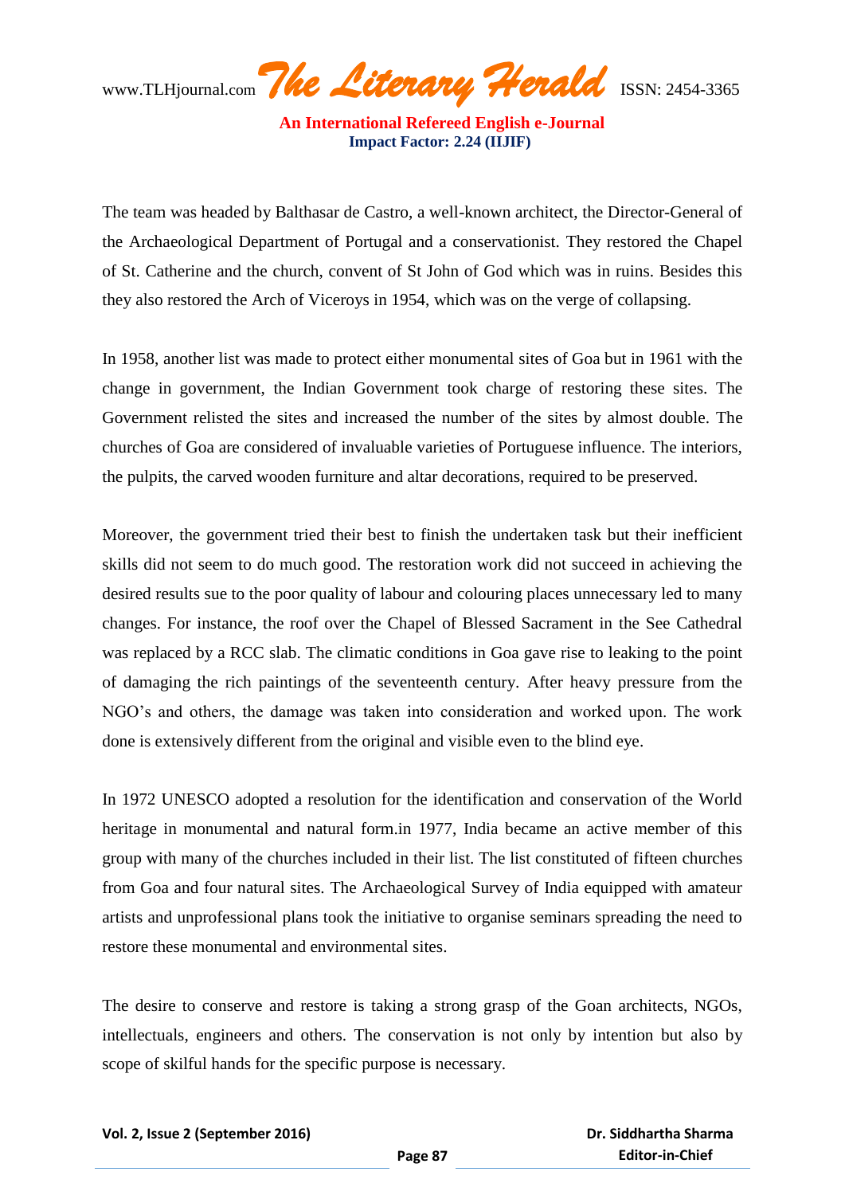The team was headed by Balthasar de Castro, a well-known architect, the Director-General of the Archaeological Department of Portugal and a conservationist. They restored the Chapel of St. Catherine and the church, convent of St John of God which was in ruins. Besides this they also restored the Arch of Viceroys in 1954, which was on the verge of collapsing.

In 1958, another list was made to protect either monumental sites of Goa but in 1961 with the change in government, the Indian Government took charge of restoring these sites. The Government relisted the sites and increased the number of the sites by almost double. The churches of Goa are considered of invaluable varieties of Portuguese influence. The interiors, the pulpits, the carved wooden furniture and altar decorations, required to be preserved.

Moreover, the government tried their best to finish the undertaken task but their inefficient skills did not seem to do much good. The restoration work did not succeed in achieving the desired results sue to the poor quality of labour and colouring places unnecessary led to many changes. For instance, the roof over the Chapel of Blessed Sacrament in the See Cathedral was replaced by a RCC slab. The climatic conditions in Goa gave rise to leaking to the point of damaging the rich paintings of the seventeenth century. After heavy pressure from the NGO's and others, the damage was taken into consideration and worked upon. The work done is extensively different from the original and visible even to the blind eye.

In 1972 UNESCO adopted a resolution for the identification and conservation of the World heritage in monumental and natural form.in 1977, India became an active member of this group with many of the churches included in their list. The list constituted of fifteen churches from Goa and four natural sites. The Archaeological Survey of India equipped with amateur artists and unprofessional plans took the initiative to organise seminars spreading the need to restore these monumental and environmental sites.

The desire to conserve and restore is taking a strong grasp of the Goan architects, NGOs, intellectuals, engineers and others. The conservation is not only by intention but also by scope of skilful hands for the specific purpose is necessary.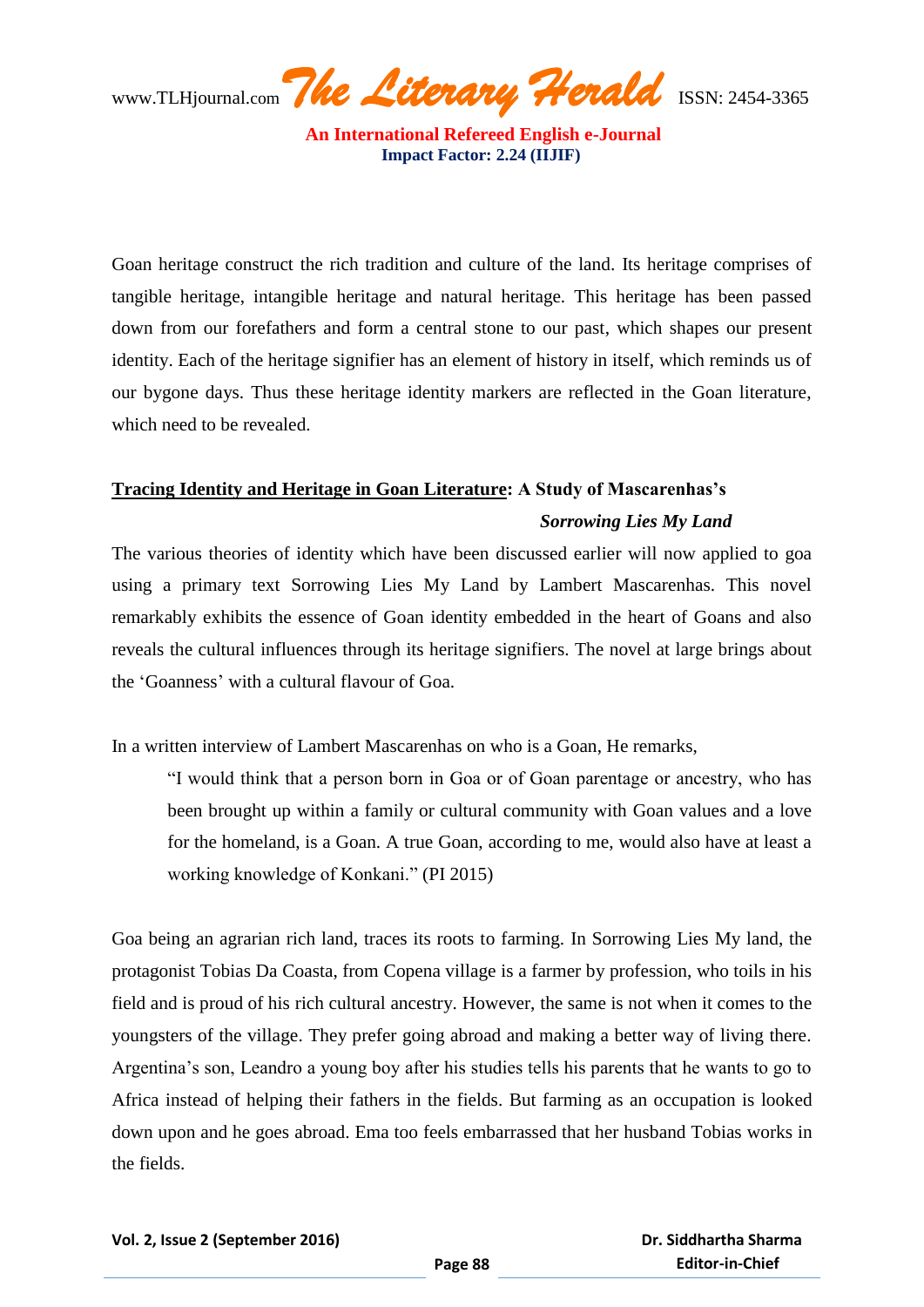Goan heritage construct the rich tradition and culture of the land. Its heritage comprises of tangible heritage, intangible heritage and natural heritage. This heritage has been passed down from our forefathers and form a central stone to our past, which shapes our present identity. Each of the heritage signifier has an element of history in itself, which reminds us of our bygone days. Thus these heritage identity markers are reflected in the Goan literature, which need to be revealed.

## Tracing Identity and Heritage in Goan Literature: A Study of Mascarenhas's *Sorrowing Lies My Land*

The various theories of identity which have been discussed earlier will now applied to goa using a primary text Sorrowing Lies My Land by Lambert Mascarenhas. This novel remarkably exhibits the essence of Goan identity embedded in the heart of Goans and also reveals the cultural influences through its heritage signifiers. The novel at large brings about the 'Goanness' with a cultural flavour of Goa.

In a written interview of Lambert Mascarenhas on who is a Goan, He remarks,

> "I would think that a person born in Goa or of Goan parentage or ancestry, who has been brought up within a family or cultural community with Goan values and a love for the homeland, is a Goan. A true Goan, according to me, would also have at least a working knowledge of Konkani." (PI 2015)

Goa being an agrarian rich land, traces its roots to farming. In Sorrowing Lies My land, the protagonist Tobias Da Coasta, from Copena village is a farmer by profession, who toils in his field and is proud of his rich cultural ancestry. However, the same is not when it comes to the youngsters of the village. They prefer going abroad and making a better way of living there. Argentina's son, Leandro a young boy after his studies tells his parents that he wants to go to Africa instead of helping their fathers in the fields. But farming as an occupation is looked down upon and he goes abroad. Ema too feels embarrassed that her husband Tobias works in the fields.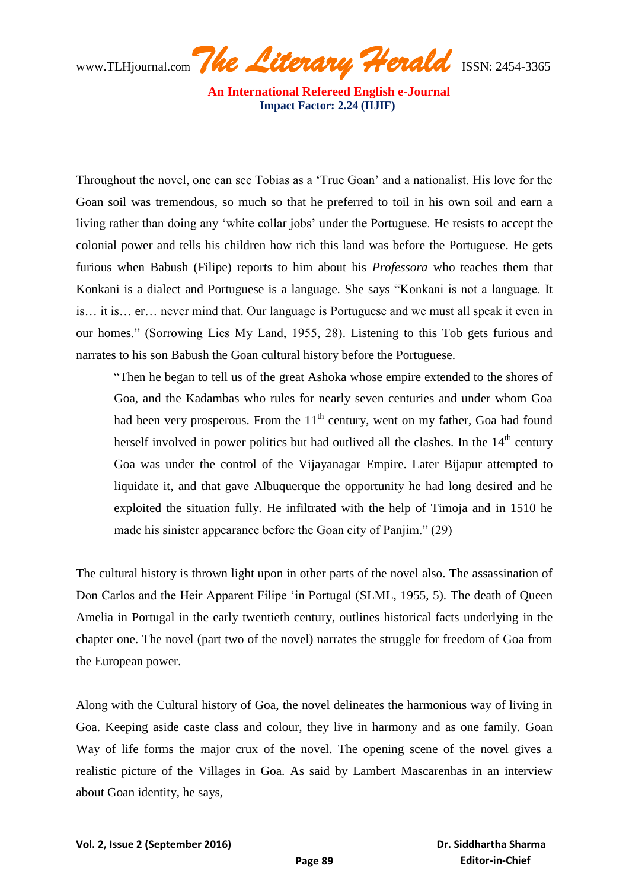Throughout the novel, one can see Tobias as a 'True Goan' and a nationalist. His love for the Goan soil was tremendous, so much so that he preferred to toil in his own soil and earn a living rather than doing any 'white collar jobs' under the Portuguese. He resists to accept the colonial power and tells his children how rich this land was before the Portuguese. He gets furious when Babush (Filipe) reports to him about his *Professora* who teaches them that Konkani is a dialect and Portuguese is a language. She says "Konkani is not a language. It is… it is… er… never mind that. Our language is Portuguese and we must all speak it even in our homes." (Sorrowing Lies My Land, 1955, 28). Listening to this Tob gets furious and narrates to his son Babush the Goan cultural history before the Portuguese.

> "Then he began to tell us of the great Ashoka whose empire extended to the shores of Goa, and the Kadambas who rules for nearly seven centuries and under whom Goa had been very prosperous. From the 11th century, went on my father, Goa had found herself involved in power politics but had outlived all the clashes. In the 14th century Goa was under the control of the Vijayanagar Empire. Later Bijapur attempted to liquidate it, and that gave Albuquerque the opportunity he had long desired and he exploited the situation fully. He infiltrated with the help of Timoja and in 1510 he made his sinister appearance before the Goan city of Panjim." (29)

The cultural history is thrown light upon in other parts of the novel also. The assassination of Don Carlos and the Heir Apparent Filipe 'in Portugal (SLML, 1955, 5). The death of Queen Amelia in Portugal in the early twentieth century, outlines historical facts underlying in the chapter one. The novel (part two of the novel) narrates the struggle for freedom of Goa from the European power.

Along with the Cultural history of Goa, the novel delineates the harmonious way of living in Goa. Keeping aside caste class and colour, they live in harmony and as one family. Goan Way of life forms the major crux of the novel. The opening scene of the novel gives a realistic picture of the Villages in Goa. As said by Lambert Mascarenhas in an interview about Goan identity, he says,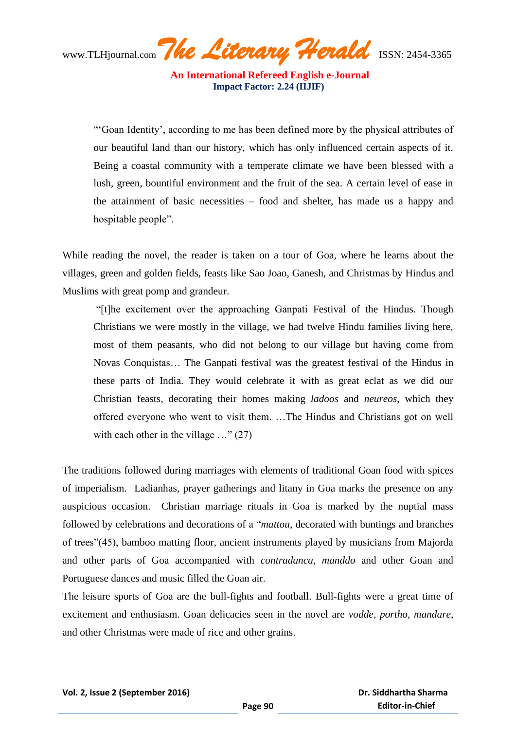> "'Goan Identity', according to me has been defined more by the physical attributes of our beautiful land than our history, which has only influenced certain aspects of it. Being a coastal community with a temperate climate we have been blessed with a lush, green, bountiful environment and the fruit of the sea. A certain level of ease in the attainment of basic necessities – food and shelter, has made us a happy and hospitable people".

While reading the novel, the reader is taken on a tour of Goa, where he learns about the villages, green and golden fields, feasts like Sao Joao, Ganesh, and Christmas by Hindus and Muslims with great pomp and grandeur.

> "[t]he excitement over the approaching Ganpati Festival of the Hindus. Though Christians we were mostly in the village, we had twelve Hindu families living here, most of them peasants, who did not belong to our village but having come from Novas Conquistas… The Ganpati festival was the greatest festival of the Hindus in these parts of India. They would celebrate it with as great eclat as we did our Christian feasts, decorating their homes making *ladoos* and *neureos*, which they offered everyone who went to visit them. …The Hindus and Christians got on well with each other in the village …" (27)

The traditions followed during marriages with elements of traditional Goan food with spices of imperialism. Ladianhas, prayer gatherings and litany in Goa marks the presence on any auspicious occasion. Christian marriage rituals in Goa is marked by the nuptial mass followed by celebrations and decorations of a "*mattou*, decorated with buntings and branches of trees"(45), bamboo matting floor, ancient instruments played by musicians from Majorda and other parts of Goa accompanied with *contradanca*, *manddo* and other Goan and Portuguese dances and music filled the Goan air.

The leisure sports of Goa are the bull-fights and football. Bull-fights were a great time of excitement and enthusiasm. Goan delicacies seen in the novel are *vodde, portho, mandare*, and other Christmas were made of rice and other grains.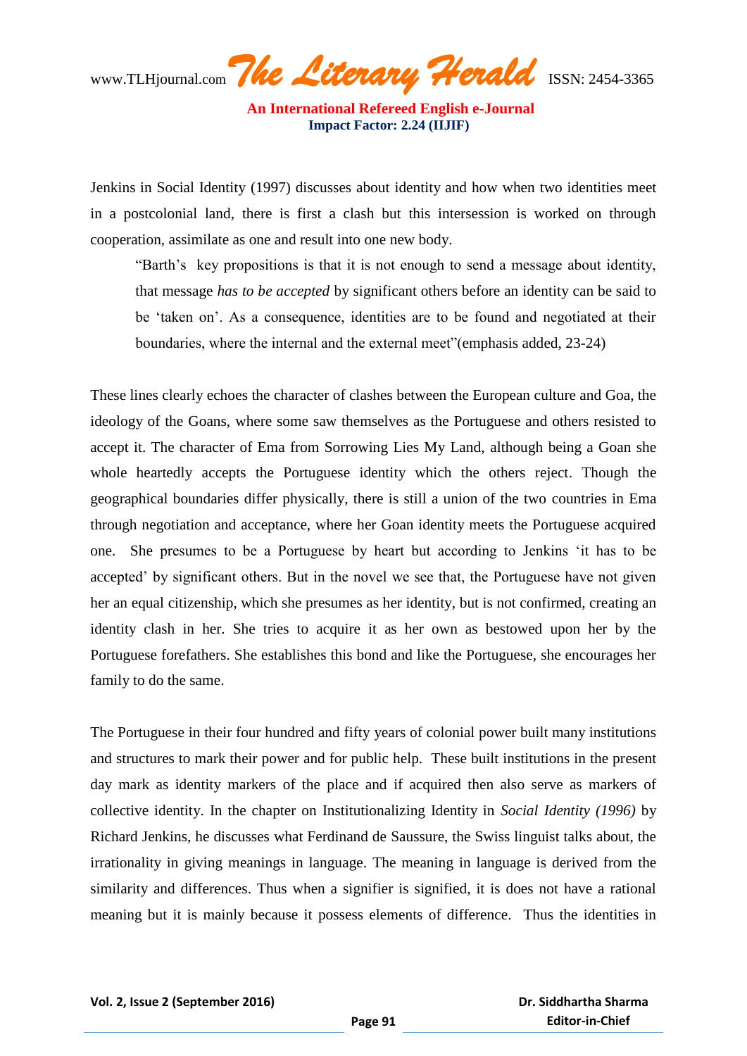Jenkins in Social Identity (1997) discusses about identity and how when two identities meet in a postcolonial land, there is first a clash but this intersession is worked on through cooperation, assimilate as one and result into one new body.

> "Barth's key propositions is that it is not enough to send a message about identity, that message *has to be accepted* by significant others before an identity can be said to be 'taken on'. As a consequence, identities are to be found and negotiated at their boundaries, where the internal and the external meet"(emphasis added, 23-24)

These lines clearly echoes the character of clashes between the European culture and Goa, the ideology of the Goans, where some saw themselves as the Portuguese and others resisted to accept it. The character of Ema from Sorrowing Lies My Land, although being a Goan she whole heartedly accepts the Portuguese identity which the others reject. Though the geographical boundaries differ physically, there is still a union of the two countries in Ema through negotiation and acceptance, where her Goan identity meets the Portuguese acquired one. She presumes to be a Portuguese by heart but according to Jenkins 'it has to be accepted' by significant others. But in the novel we see that, the Portuguese have not given her an equal citizenship, which she presumes as her identity, but is not confirmed, creating an identity clash in her. She tries to acquire it as her own as bestowed upon her by the Portuguese forefathers. She establishes this bond and like the Portuguese, she encourages her family to do the same.

The Portuguese in their four hundred and fifty years of colonial power built many institutions and structures to mark their power and for public help. These built institutions in the present day mark as identity markers of the place and if acquired then also serve as markers of collective identity. In the chapter on Institutionalizing Identity in *Social Identity (1996)* by Richard Jenkins, he discusses what Ferdinand de Saussure, the Swiss linguist talks about, the irrationality in giving meanings in language. The meaning in language is derived from the similarity and differences. Thus when a signifier is signified, it is does not have a rational meaning but it is mainly because it possess elements of difference. Thus the identities in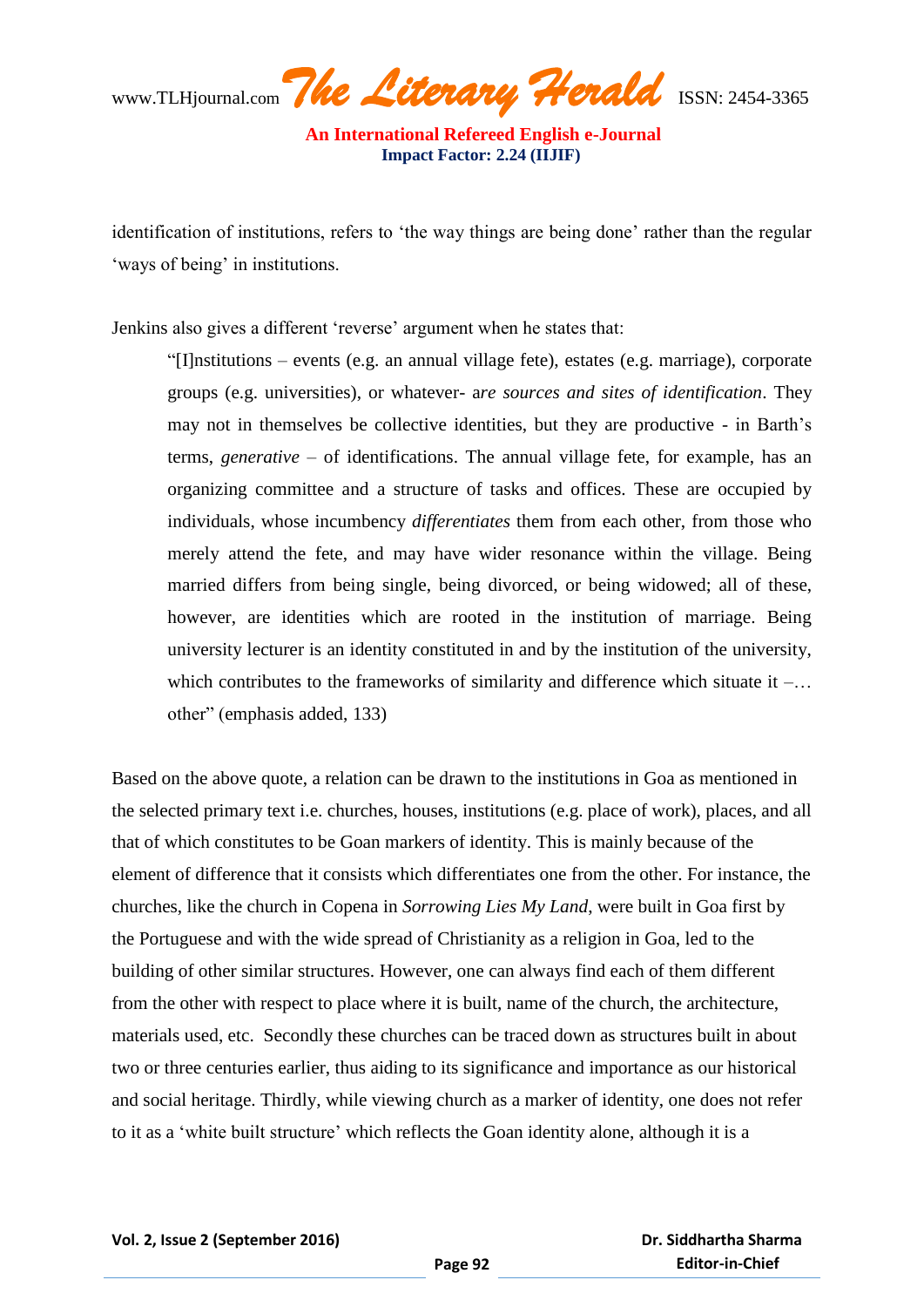identification of institutions, refers to 'the way things are being done' rather than the regular 'ways of being' in institutions.

Jenkins also gives a different 'reverse' argument when he states that:

> "[I]nstitutions – events (e.g. an annual village fete), estates (e.g. marriage), corporate groups (e.g. universities), or whatever- a*re sources and sites of identification*. They may not in themselves be collective identities, but they are productive - in Barth's terms, *generative* – of identifications. The annual village fete, for example, has an organizing committee and a structure of tasks and offices. These are occupied by individuals, whose incumbency *differentiates* them from each other, from those who merely attend the fete, and may have wider resonance within the village. Being married differs from being single, being divorced, or being widowed; all of these, however, are identities which are rooted in the institution of marriage. Being university lecturer is an identity constituted in and by the institution of the university, which contributes to the frameworks of similarity and difference which situate it –… other" (emphasis added, 133)

Based on the above quote, a relation can be drawn to the institutions in Goa as mentioned in the selected primary text i.e. churches, houses, institutions (e.g. place of work), places, and all that of which constitutes to be Goan markers of identity. This is mainly because of the element of difference that it consists which differentiates one from the other. For instance, the churches, like the church in Copena in *Sorrowing Lies My Land*, were built in Goa first by the Portuguese and with the wide spread of Christianity as a religion in Goa, led to the building of other similar structures. However, one can always find each of them different from the other with respect to place where it is built, name of the church, the architecture, materials used, etc. Secondly these churches can be traced down as structures built in about two or three centuries earlier, thus aiding to its significance and importance as our historical and social heritage. Thirdly, while viewing church as a marker of identity, one does not refer to it as a 'white built structure' which reflects the Goan identity alone, although it is a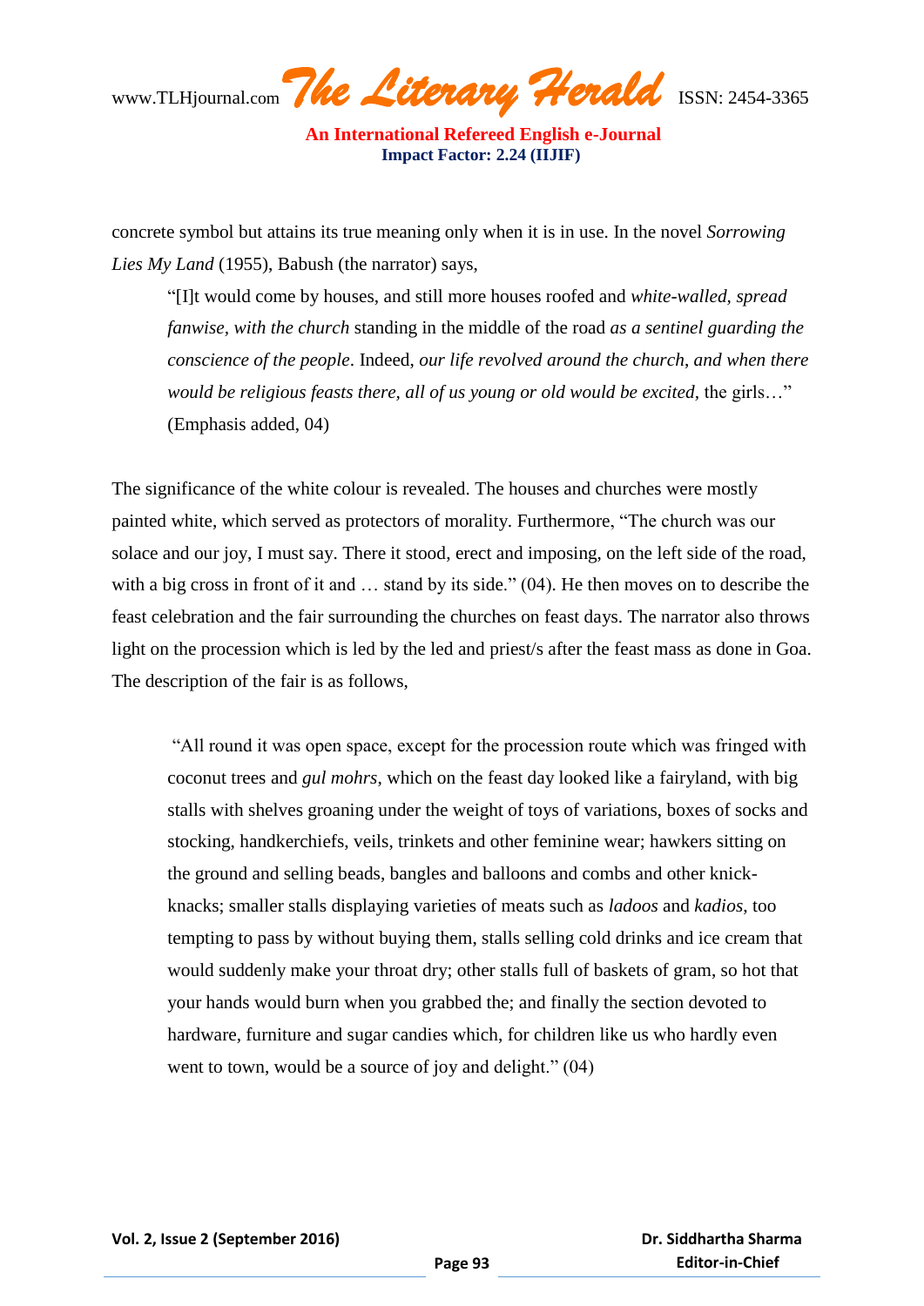concrete symbol but attains its true meaning only when it is in use. In the novel *Sorrowing Lies My Land* (1955), Babush (the narrator) says,

> "[I]t would come by houses, and still more houses roofed and *white-walled, spread fanwise, with the church* standing in the middle of the road *as a sentinel guarding the conscience of the people*. Indeed, *our life revolved around the church, and when there would be religious feasts there, all of us young or old would be excited*, the girls…" (Emphasis added, 04)

The significance of the white colour is revealed. The houses and churches were mostly painted white, which served as protectors of morality. Furthermore, "The church was our solace and our joy, I must say. There it stood, erect and imposing, on the left side of the road, with a big cross in front of it and … stand by its side." (04). He then moves on to describe the feast celebration and the fair surrounding the churches on feast days. The narrator also throws light on the procession which is led by the led and priest/s after the feast mass as done in Goa. The description of the fair is as follows,

> "All round it was open space, except for the procession route which was fringed with coconut trees and *gul mohrs*, which on the feast day looked like a fairyland, with big stalls with shelves groaning under the weight of toys of variations, boxes of socks and stocking, handkerchiefs, veils, trinkets and other feminine wear; hawkers sitting on the ground and selling beads, bangles and balloons and combs and other knick-knacks; smaller stalls displaying varieties of meats such as *ladoos* and *kadios*, too tempting to pass by without buying them, stalls selling cold drinks and ice cream that would suddenly make your throat dry; other stalls full of baskets of gram, so hot that your hands would burn when you grabbed the; and finally the section devoted to hardware, furniture and sugar candies which, for children like us who hardly even went to town, would be a source of joy and delight." (04)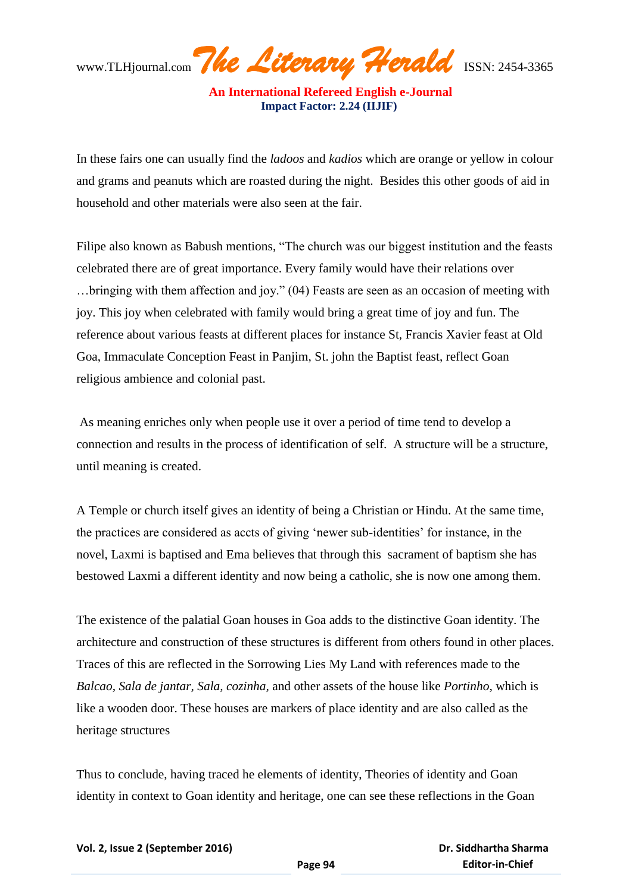In these fairs one can usually find the *ladoos* and *kadios* which are orange or yellow in colour and grams and peanuts which are roasted during the night. Besides this other goods of aid in household and other materials were also seen at the fair.

Filipe also known as Babush mentions, "The church was our biggest institution and the feasts celebrated there are of great importance. Every family would have their relations over …bringing with them affection and joy." (04) Feasts are seen as an occasion of meeting with joy. This joy when celebrated with family would bring a great time of joy and fun. The reference about various feasts at different places for instance St, Francis Xavier feast at Old Goa, Immaculate Conception Feast in Panjim, St. john the Baptist feast, reflect Goan religious ambience and colonial past.

As meaning enriches only when people use it over a period of time tend to develop a connection and results in the process of identification of self. A structure will be a structure, until meaning is created.

A Temple or church itself gives an identity of being a Christian or Hindu. At the same time, the practices are considered as accts of giving 'newer sub-identities' for instance, in the novel, Laxmi is baptised and Ema believes that through this sacrament of baptism she has bestowed Laxmi a different identity and now being a catholic, she is now one among them.

The existence of the palatial Goan houses in Goa adds to the distinctive Goan identity. The architecture and construction of these structures is different from others found in other places. Traces of this are reflected in the Sorrowing Lies My Land with references made to the *Balcao, Sala de jantar, Sala, cozinha,* and other assets of the house like *Portinho,* which is like a wooden door. These houses are markers of place identity and are also called as the heritage structures

Thus to conclude, having traced he elements of identity, Theories of identity and Goan identity in context to Goan identity and heritage, one can see these reflections in the Goan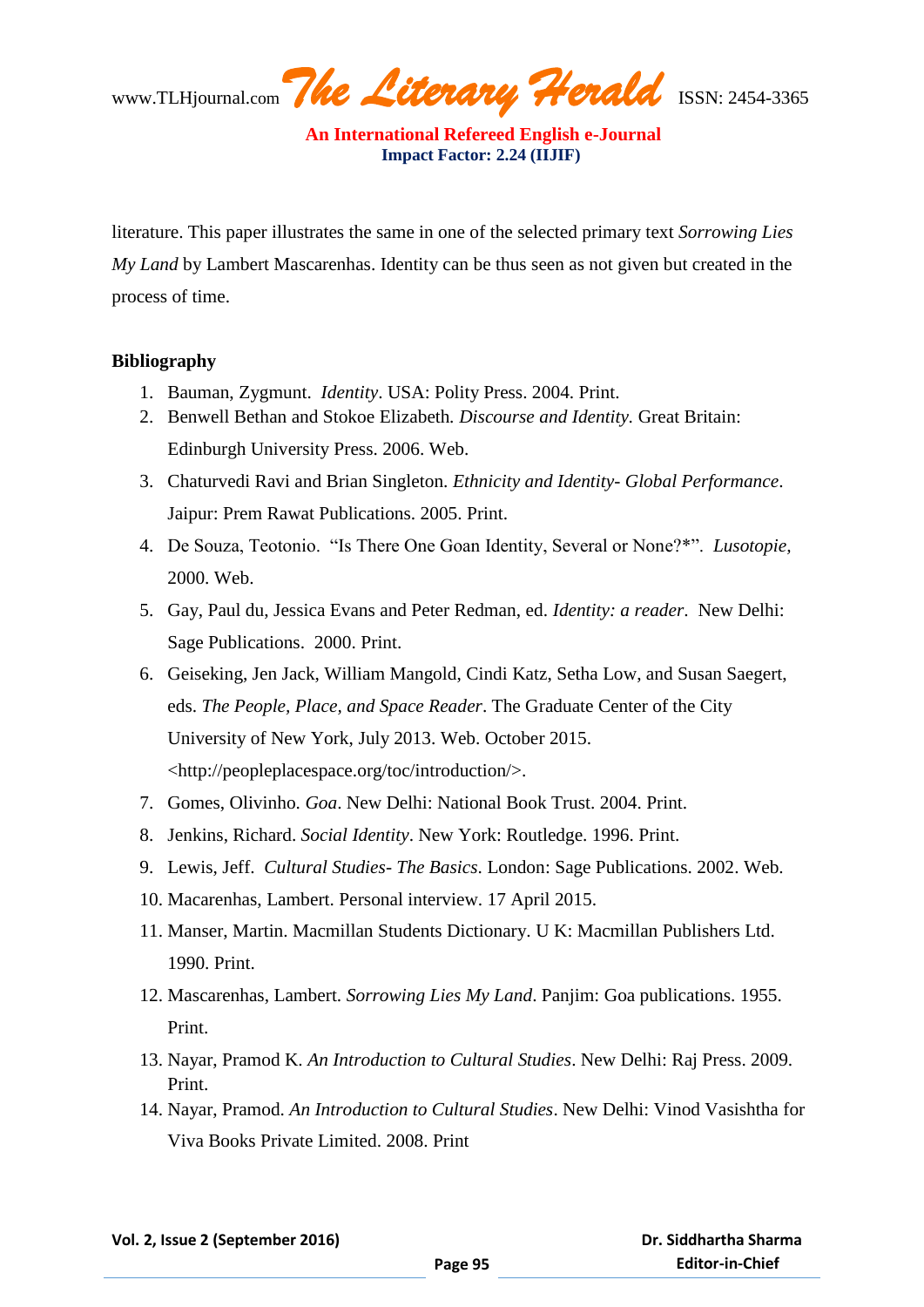literature. This paper illustrates the same in one of the selected primary text *Sorrowing Lies My Land* by Lambert Mascarenhas. Identity can be thus seen as not given but created in the process of time.

**Bibliography**

1. Bauman, Zygmunt. *Identity*. USA: Polity Press. 2004. Print.
2. Benwell Bethan and Stokoe Elizabeth. *Discourse and Identity.* Great Britain: Edinburgh University Press. 2006. Web.
3. Chaturvedi Ravi and Brian Singleton. *Ethnicity and Identity- Global Performance*. Jaipur: Prem Rawat Publications. 2005. Print.
4. De Souza, Teotonio. "Is There One Goan Identity, Several or None?*". *Lusotopie,* 2000. Web.
5. Gay, Paul du, Jessica Evans and Peter Redman, ed. *Identity: a reader*. New Delhi: Sage Publications. 2000. Print.
6. Geiseking, Jen Jack, William Mangold, Cindi Katz, Setha Low, and Susan Saegert, eds. *The People, Place, and Space Reader*. The Graduate Center of the City University of New York, July 2013. Web. October 2015. <http://peopleplacespace.org/toc/introduction/>.
7. Gomes, Olivinho. *Goa*. New Delhi: National Book Trust. 2004. Print.
8. Jenkins, Richard. *Social Identity*. New York: Routledge. 1996. Print.
9. Lewis, Jeff. *Cultural Studies- The Basics*. London: Sage Publications. 2002. Web.
10. Macarenhas, Lambert. Personal interview. 17 April 2015.
11. Manser, Martin. Macmillan Students Dictionary. U K: Macmillan Publishers Ltd. 1990. Print.
12. Mascarenhas, Lambert. *Sorrowing Lies My Land*. Panjim: Goa publications. 1955. Print.
13. Nayar, Pramod K. *An Introduction to Cultural Studies*. New Delhi: Raj Press. 2009. Print.
14. Nayar, Pramod. *An Introduction to Cultural Studies*. New Delhi: Vinod Vasishtha for Viva Books Private Limited. 2008. Print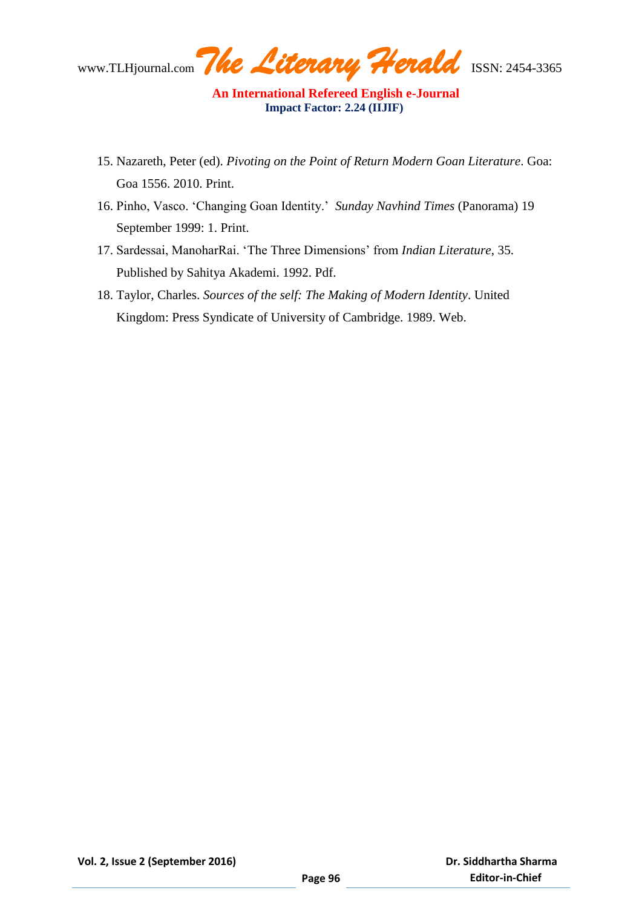15. Nazareth, Peter (ed). *Pivoting on the Point of Return Modern Goan Literature*. Goa: Goa 1556. 2010. Print.
16. Pinho, Vasco. 'Changing Goan Identity.' *Sunday Navhind Times* (Panorama) 19 September 1999: 1. Print.
17. Sardessai, ManoharRai. 'The Three Dimensions' from *Indian Literature*, 35. Published by Sahitya Akademi. 1992. Pdf.
18. Taylor, Charles. *Sources of the self: The Making of Modern Identity*. United Kingdom: Press Syndicate of University of Cambridge. 1989. Web.